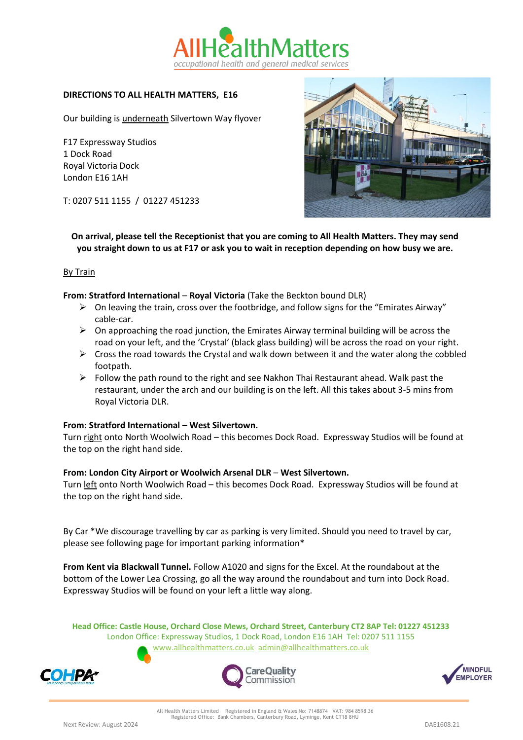AllHealthMatters

*occupational health and general medical services*

## DIRECTIONS TO ALL HEALTH MATTERS, E16

Our building is underneath Silvertown Way flyover

F17 Expressway Studios
1 Dock Road
Royal Victoria Dock
London E16 1AH

T: 0207 511 1155 / 01227 451233

**On arrival, please tell the Receptionist that you are coming to All Health Matters. They may send you straight down to us at F17 or ask you to wait in reception depending on how busy we are.**

### By Train

**From: Stratford International** – **Royal Victoria** (Take the Beckton bound DLR)

- On leaving the train, cross over the footbridge, and follow signs for the "Emirates Airway" cable-car.
- On approaching the road junction, the Emirates Airway terminal building will be across the road on your left, and the 'Crystal' (black glass building) will be across the road on your right.
- Cross the road towards the Crystal and walk down between it and the water along the cobbled footpath.
- Follow the path round to the right and see Nakhon Thai Restaurant ahead. Walk past the restaurant, under the arch and our building is on the left. All this takes about 3-5 mins from Royal Victoria DLR.

**From: Stratford International** – **West Silvertown.**
Turn right onto North Woolwich Road – this becomes Dock Road. Expressway Studios will be found at the top on the right hand side.

**From: London City Airport or Woolwich Arsenal DLR** – **West Silvertown.**
Turn left onto North Woolwich Road – this becomes Dock Road. Expressway Studios will be found at the top on the right hand side.

### By Car

*We discourage travelling by car as parking is very limited. Should you need to travel by car, please see following page for important parking information*

**From Kent via Blackwall Tunnel.** Follow A1020 and signs for the Excel. At the roundabout at the bottom of the Lower Lea Crossing, go all the way around the roundabout and turn into Dock Road. Expressway Studios will be found on your left a little way along.

**Head Office: Castle House, Orchard Close Mews, Orchard Street, Canterbury CT2 8AP Tel: 01227 451233**
London Office: Expressway Studios, 1 Dock Road, London E16 1AH Tel: 0207 511 1155
www.allhealthmatters.co.uk admin@allhealthmatters.co.uk

COHPA Advancing Occupational Health | CareQuality Commission | MINDFUL EMPLOYER

All Health Matters Limited Registered in England & Wales No: 7148874 VAT: 984 8598 36
Registered Office: Bank Chambers, Canterbury Road, Lyminge, Kent CT18 8HU

Next Review: August 2024 DAE1608.21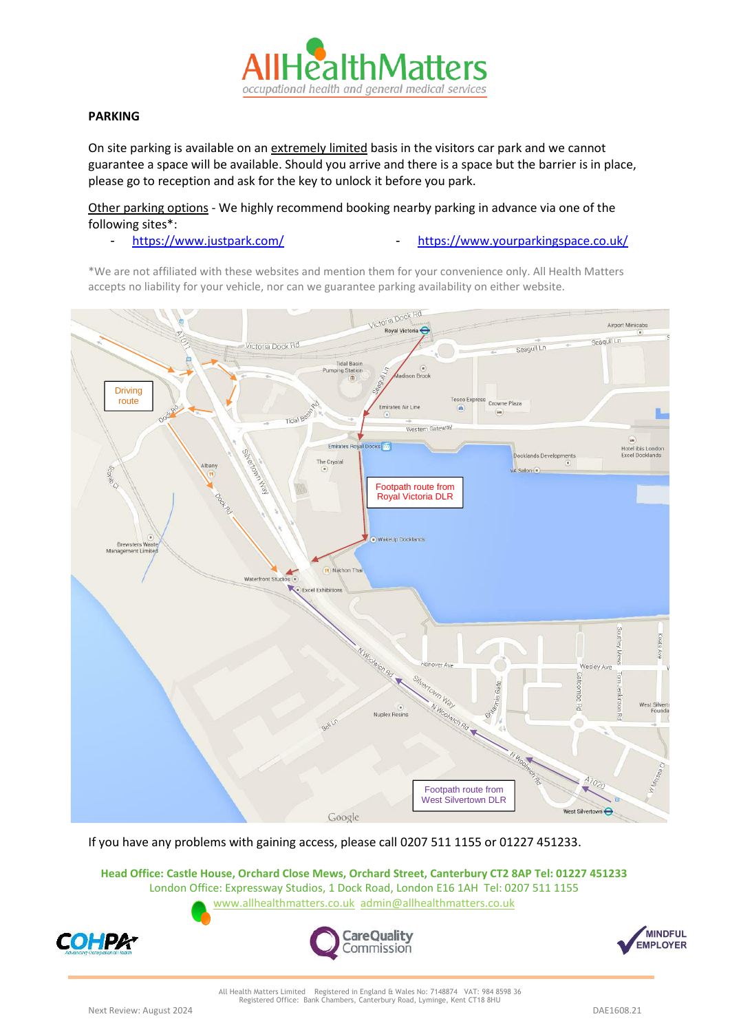AllHealthMatters
*occupational health and general medical services*

**PARKING**

On site parking is available on an extremely limited basis in the visitors car park and we cannot guarantee a space will be available. Should you arrive and there is a space but the barrier is in place, please go to reception and ask for the key to unlock it before you park.

Other parking options - We highly recommend booking nearby parking in advance via one of the following sites*:

- https://www.justpark.com/
- https://www.yourparkingspace.co.uk/

*We are not affiliated with these websites and mention them for your convenience only. All Health Matters accepts no liability for your vehicle, nor can we guarantee parking availability on either website.

Driving route

Footpath route from Royal Victoria DLR

Footpath route from West Silvertown DLR

If you have any problems with gaining access, please call 0207 511 1155 or 01227 451233.

**Head Office: Castle House, Orchard Close Mews, Orchard Street, Canterbury CT2 8AP Tel: 01227 451233**
London Office: Expressway Studios, 1 Dock Road, London E16 1AH Tel: 0207 511 1155
www.allhealthmatters.co.uk admin@allhealthmatters.co.uk

All Health Matters Limited Registered in England & Wales No: 7148874 VAT: 984 8598 36
Registered Office: Bank Chambers, Canterbury Road, Lyminge, Kent CT18 8HU

Next Review: August 2024

DAE1608.21